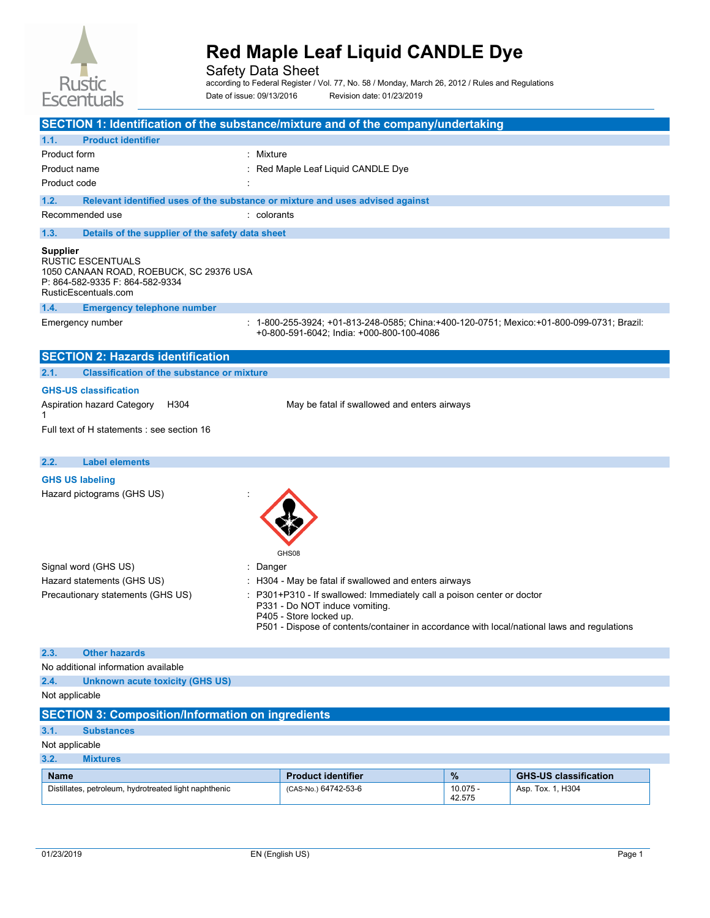# Red Maple Leaf Liquid CANDLE Dye

Safety Data Sheet

according to Federal Register / Vol. 77, No. 58 / Monday, March 26, 2012 / Rules and Regulations

Date of issue: 09/13/2016 Revision date: 01/23/2019

## SECTION 1: Identification of the substance/mixture and of the company/undertaking

### 1.1. Product identifier

Product form : Mixture

Product name : Red Maple Leaf Liquid CANDLE Dye

Product code :

### 1.2. Relevant identified uses of the substance or mixture and uses advised against

Recommended use : colorants

### 1.3. Details of the supplier of the safety data sheet

**Supplier**
RUSTIC ESCENTUALS
1050 CANAAN ROAD, ROEBUCK, SC 29376 USA
P: 864-582-9335 F: 864-582-9334
RusticEscentuals.com

### 1.4. Emergency telephone number

Emergency number : 1-800-255-3924; +01-813-248-0585; China:+400-120-0751; Mexico:+01-800-099-0731; Brazil: +0-800-591-6042; India: +000-800-100-4086

## SECTION 2: Hazards identification

### 2.1. Classification of the substance or mixture

**GHS-US classification**

Aspiration hazard Category 1 H304 May be fatal if swallowed and enters airways

Full text of H statements : see section 16

### 2.2. Label elements

**GHS US labeling**

Hazard pictograms (GHS US) :

GHS08

Signal word (GHS US) : Danger

Hazard statements (GHS US) : H304 - May be fatal if swallowed and enters airways

Precautionary statements (GHS US) : P301+P310 - If swallowed: Immediately call a poison center or doctor
P331 - Do NOT induce vomiting.
P405 - Store locked up.
P501 - Dispose of contents/container in accordance with local/national laws and regulations

### 2.3. Other hazards

No additional information available

### 2.4. Unknown acute toxicity (GHS US)

Not applicable

## SECTION 3: Composition/Information on ingredients

### 3.1. Substances

Not applicable

### 3.2. Mixtures

| Name | Product identifier | % | GHS-US classification |
|---|---|---|---|
| Distillates, petroleum, hydrotreated light naphthenic | (CAS-No.) 64742-53-6 | 10.075 - 42.575 | Asp. Tox. 1, H304 |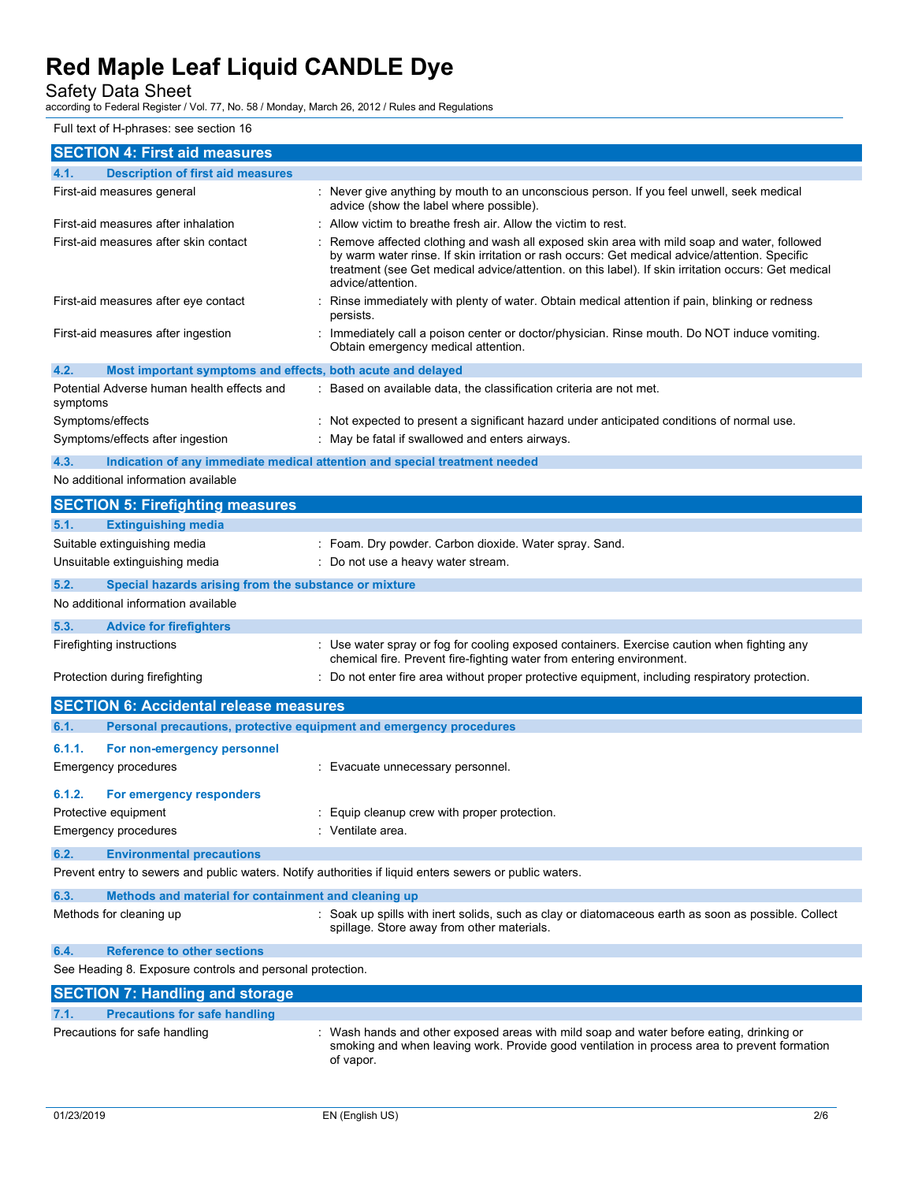Full text of H-phrases: see section 16

## SECTION 4: First aid measures

### 4.1. Description of first aid measures

| | |
|---|---|
| First-aid measures general | : Never give anything by mouth to an unconscious person. If you feel unwell, seek medical advice (show the label where possible). |
| First-aid measures after inhalation | : Allow victim to breathe fresh air. Allow the victim to rest. |
| First-aid measures after skin contact | : Remove affected clothing and wash all exposed skin area with mild soap and water, followed by warm water rinse. If skin irritation or rash occurs: Get medical advice/attention. Specific treatment (see Get medical advice/attention. on this label). If skin irritation occurs: Get medical advice/attention. |
| First-aid measures after eye contact | : Rinse immediately with plenty of water. Obtain medical attention if pain, blinking or redness persists. |
| First-aid measures after ingestion | : Immediately call a poison center or doctor/physician. Rinse mouth. Do NOT induce vomiting. Obtain emergency medical attention. |

### 4.2. Most important symptoms and effects, both acute and delayed

| | |
|---|---|
| Potential Adverse human health effects and symptoms | : Based on available data, the classification criteria are not met. |
| Symptoms/effects | : Not expected to present a significant hazard under anticipated conditions of normal use. |
| Symptoms/effects after ingestion | : May be fatal if swallowed and enters airways. |

### 4.3. Indication of any immediate medical attention and special treatment needed

No additional information available

## SECTION 5: Firefighting measures

### 5.1. Extinguishing media

| | |
|---|---|
| Suitable extinguishing media | : Foam. Dry powder. Carbon dioxide. Water spray. Sand. |
| Unsuitable extinguishing media | : Do not use a heavy water stream. |

### 5.2. Special hazards arising from the substance or mixture

No additional information available

### 5.3. Advice for firefighters

| | |
|---|---|
| Firefighting instructions | : Use water spray or fog for cooling exposed containers. Exercise caution when fighting any chemical fire. Prevent fire-fighting water from entering environment. |
| Protection during firefighting | : Do not enter fire area without proper protective equipment, including respiratory protection. |

## SECTION 6: Accidental release measures

### 6.1. Personal precautions, protective equipment and emergency procedures

#### 6.1.1. For non-emergency personnel

| | |
|---|---|
| Emergency procedures | : Evacuate unnecessary personnel. |

#### 6.1.2. For emergency responders

| | |
|---|---|
| Protective equipment | : Equip cleanup crew with proper protection. |
| Emergency procedures | : Ventilate area. |

### 6.2. Environmental precautions

Prevent entry to sewers and public waters. Notify authorities if liquid enters sewers or public waters.

### 6.3. Methods and material for containment and cleaning up

| | |
|---|---|
| Methods for cleaning up | : Soak up spills with inert solids, such as clay or diatomaceous earth as soon as possible. Collect spillage. Store away from other materials. |

### 6.4. Reference to other sections

See Heading 8. Exposure controls and personal protection.

## SECTION 7: Handling and storage

### 7.1. Precautions for safe handling

| | |
|---|---|
| Precautions for safe handling | : Wash hands and other exposed areas with mild soap and water before eating, drinking or smoking and when leaving work. Provide good ventilation in process area to prevent formation of vapor. |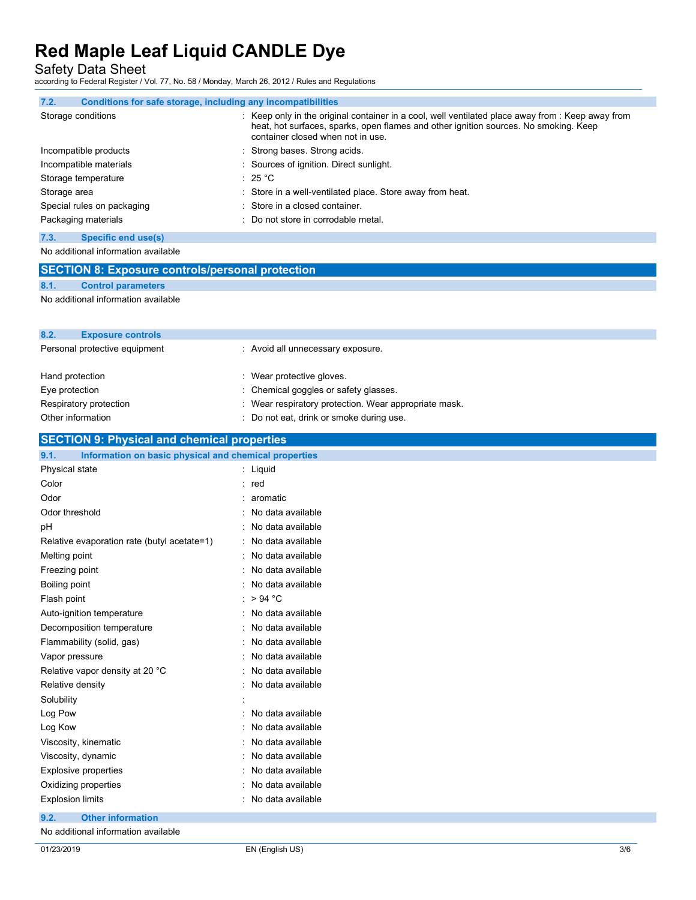### 7.2. Conditions for safe storage, including any incompatibilities

| | |
|---|---|
| Storage conditions | : Keep only in the original container in a cool, well ventilated place away from : Keep away from heat, hot surfaces, sparks, open flames and other ignition sources. No smoking. Keep container closed when not in use. |
| Incompatible products | : Strong bases. Strong acids. |
| Incompatible materials | : Sources of ignition. Direct sunlight. |
| Storage temperature | : 25 °C |
| Storage area | : Store in a well-ventilated place. Store away from heat. |
| Special rules on packaging | : Store in a closed container. |
| Packaging materials | : Do not store in corrodable metal. |

### 7.3. Specific end use(s)

No additional information available

## SECTION 8: Exposure controls/personal protection

### 8.1. Control parameters

No additional information available

### 8.2. Exposure controls

| | |
|---|---|
| Personal protective equipment | : Avoid all unnecessary exposure. |
| Hand protection | : Wear protective gloves. |
| Eye protection | : Chemical goggles or safety glasses. |
| Respiratory protection | : Wear respiratory protection. Wear appropriate mask. |
| Other information | : Do not eat, drink or smoke during use. |

## SECTION 9: Physical and chemical properties

### 9.1. Information on basic physical and chemical properties

| | |
|---|---|
| Physical state | : Liquid |
| Color | : red |
| Odor | : aromatic |
| Odor threshold | : No data available |
| pH | : No data available |
| Relative evaporation rate (butyl acetate=1) | : No data available |
| Melting point | : No data available |
| Freezing point | : No data available |
| Boiling point | : No data available |
| Flash point | : > 94 °C |
| Auto-ignition temperature | : No data available |
| Decomposition temperature | : No data available |
| Flammability (solid, gas) | : No data available |
| Vapor pressure | : No data available |
| Relative vapor density at 20 °C | : No data available |
| Relative density | : No data available |
| Solubility | : |
| Log Pow | : No data available |
| Log Kow | : No data available |
| Viscosity, kinematic | : No data available |
| Viscosity, dynamic | : No data available |
| Explosive properties | : No data available |
| Oxidizing properties | : No data available |
| Explosion limits | : No data available |

### 9.2. Other information

No additional information available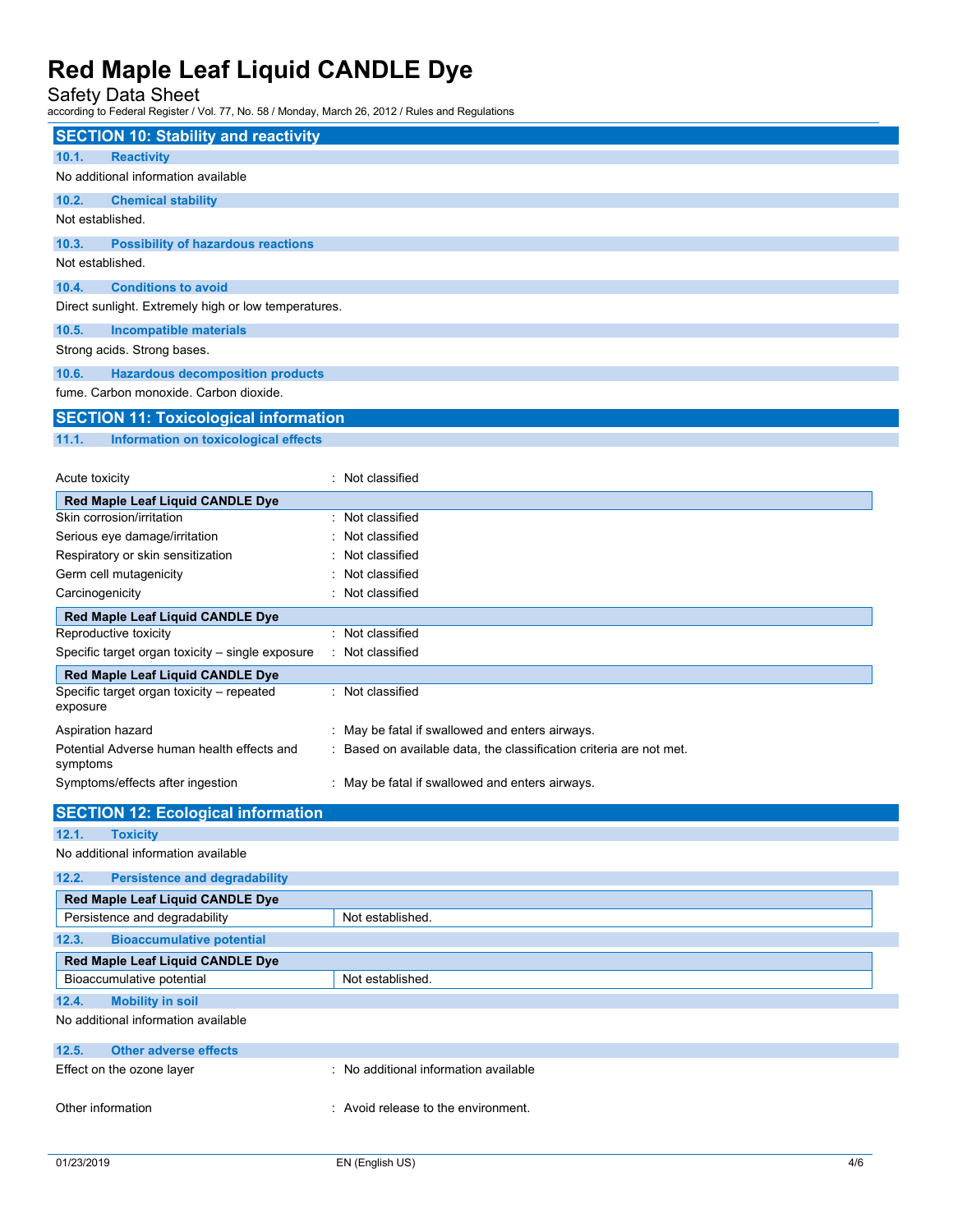## SECTION 10: Stability and reactivity

### 10.1. Reactivity

No additional information available

### 10.2. Chemical stability

Not established.

### 10.3. Possibility of hazardous reactions

Not established.

### 10.4. Conditions to avoid

Direct sunlight. Extremely high or low temperatures.

### 10.5. Incompatible materials

Strong acids. Strong bases.

### 10.6. Hazardous decomposition products

fume. Carbon monoxide. Carbon dioxide.

## SECTION 11: Toxicological information

### 11.1. Information on toxicological effects

Acute toxicity : Not classified

| Red Maple Leaf Liquid CANDLE Dye | |
|---|---|
| Skin corrosion/irritation | : Not classified |
| Serious eye damage/irritation | : Not classified |
| Respiratory or skin sensitization | : Not classified |
| Germ cell mutagenicity | : Not classified |
| Carcinogenicity | : Not classified |

| Red Maple Leaf Liquid CANDLE Dye | |
|---|---|
| Reproductive toxicity | : Not classified |
| Specific target organ toxicity – single exposure | : Not classified |

| Red Maple Leaf Liquid CANDLE Dye | |
|---|---|
| Specific target organ toxicity – repeated exposure | : Not classified |

Aspiration hazard : May be fatal if swallowed and enters airways.

Potential Adverse human health effects and symptoms : Based on available data, the classification criteria are not met.

Symptoms/effects after ingestion : May be fatal if swallowed and enters airways.

## SECTION 12: Ecological information

### 12.1. Toxicity

No additional information available

### 12.2. Persistence and degradability

| Red Maple Leaf Liquid CANDLE Dye | |
|---|---|
| Persistence and degradability | Not established. |

### 12.3. Bioaccumulative potential

| Red Maple Leaf Liquid CANDLE Dye | |
|---|---|
| Bioaccumulative potential | Not established. |

### 12.4. Mobility in soil

No additional information available

### 12.5. Other adverse effects

Effect on the ozone layer : No additional information available

Other information : Avoid release to the environment.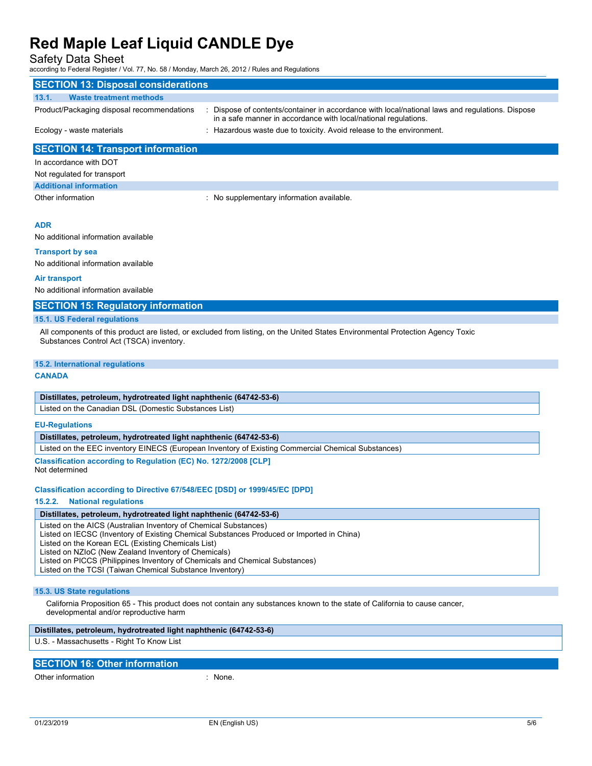## SECTION 13: Disposal considerations

### 13.1. Waste treatment methods

Product/Packaging disposal recommendations : Dispose of contents/container in accordance with local/national laws and regulations. Dispose in a safe manner in accordance with local/national regulations.

Ecology - waste materials : Hazardous waste due to toxicity. Avoid release to the environment.

## SECTION 14: Transport information

In accordance with DOT

Not regulated for transport

### Additional information

Other information : No supplementary information available.

**ADR**

No additional information available

**Transport by sea**

No additional information available

**Air transport**

No additional information available

## SECTION 15: Regulatory information

### 15.1. US Federal regulations

All components of this product are listed, or excluded from listing, on the United States Environmental Protection Agency Toxic Substances Control Act (TSCA) inventory.

### 15.2. International regulations

**CANADA**

| Distillates, petroleum, hydrotreated light naphthenic (64742-53-6) |
|---|
| Listed on the Canadian DSL (Domestic Substances List) |

**EU-Regulations**

| Distillates, petroleum, hydrotreated light naphthenic (64742-53-6) |
|---|
| Listed on the EEC inventory EINECS (European Inventory of Existing Commercial Chemical Substances) |

**Classification according to Regulation (EC) No. 1272/2008 [CLP]**

Not determined

**Classification according to Directive 67/548/EEC [DSD] or 1999/45/EC [DPD]**

#### 15.2.2. National regulations

| Distillates, petroleum, hydrotreated light naphthenic (64742-53-6) |
|---|
| Listed on the AICS (Australian Inventory of Chemical Substances)<br>Listed on IECSC (Inventory of Existing Chemical Substances Produced or Imported in China)<br>Listed on the Korean ECL (Existing Chemicals List)<br>Listed on NZIoC (New Zealand Inventory of Chemicals)<br>Listed on PICCS (Philippines Inventory of Chemicals and Chemical Substances)<br>Listed on the TCSI (Taiwan Chemical Substance Inventory) |

### 15.3. US State regulations

California Proposition 65 - This product does not contain any substances known to the state of California to cause cancer, developmental and/or reproductive harm

| Distillates, petroleum, hydrotreated light naphthenic (64742-53-6) |
|---|
| U.S. - Massachusetts - Right To Know List |

## SECTION 16: Other information

Other information : None.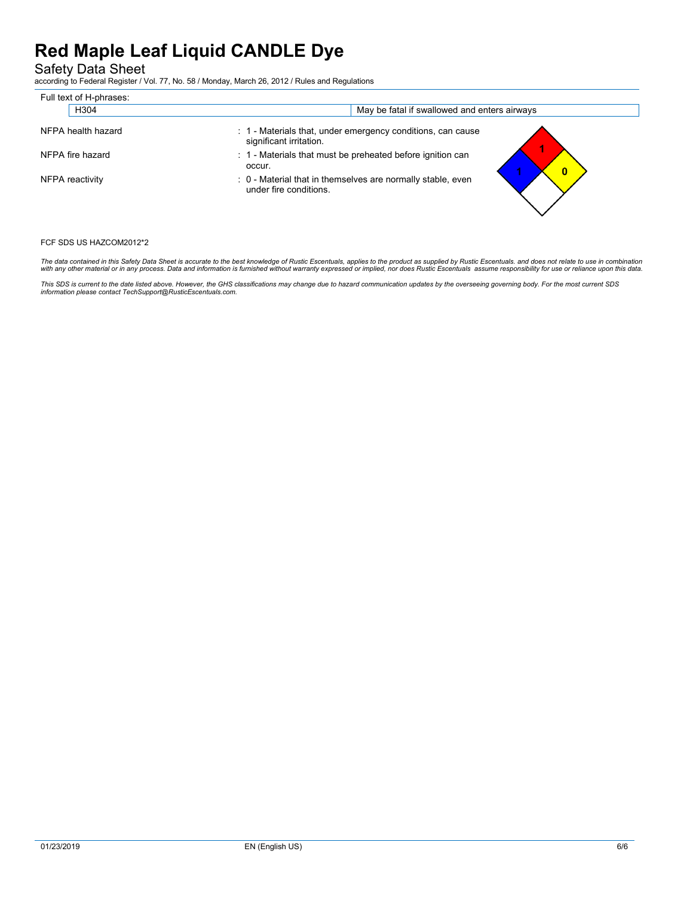Full text of H-phrases:

| | |
|---|---|
| H304 | May be fatal if swallowed and enters airways |

NFPA health hazard : 1 - Materials that, under emergency conditions, can cause significant irritation.

NFPA fire hazard : 1 - Materials that must be preheated before ignition can occur.

NFPA reactivity : 0 - Material that in themselves are normally stable, even under fire conditions.

1

1

0

FCF SDS US HAZCOM2012*2

*The data contained in this Safety Data Sheet is accurate to the best knowledge of Rustic Escentuals, applies to the product as supplied by Rustic Escentuals. and does not relate to use in combination with any other material or in any process. Data and information is furnished without warranty expressed or implied, nor does Rustic Escentuals assume responsibility for use or reliance upon this data.*

*This SDS is current to the date listed above. However, the GHS classifications may change due to hazard communication updates by the overseeing governing body. For the most current SDS information please contact TechSupport@RusticEscentuals.com.*